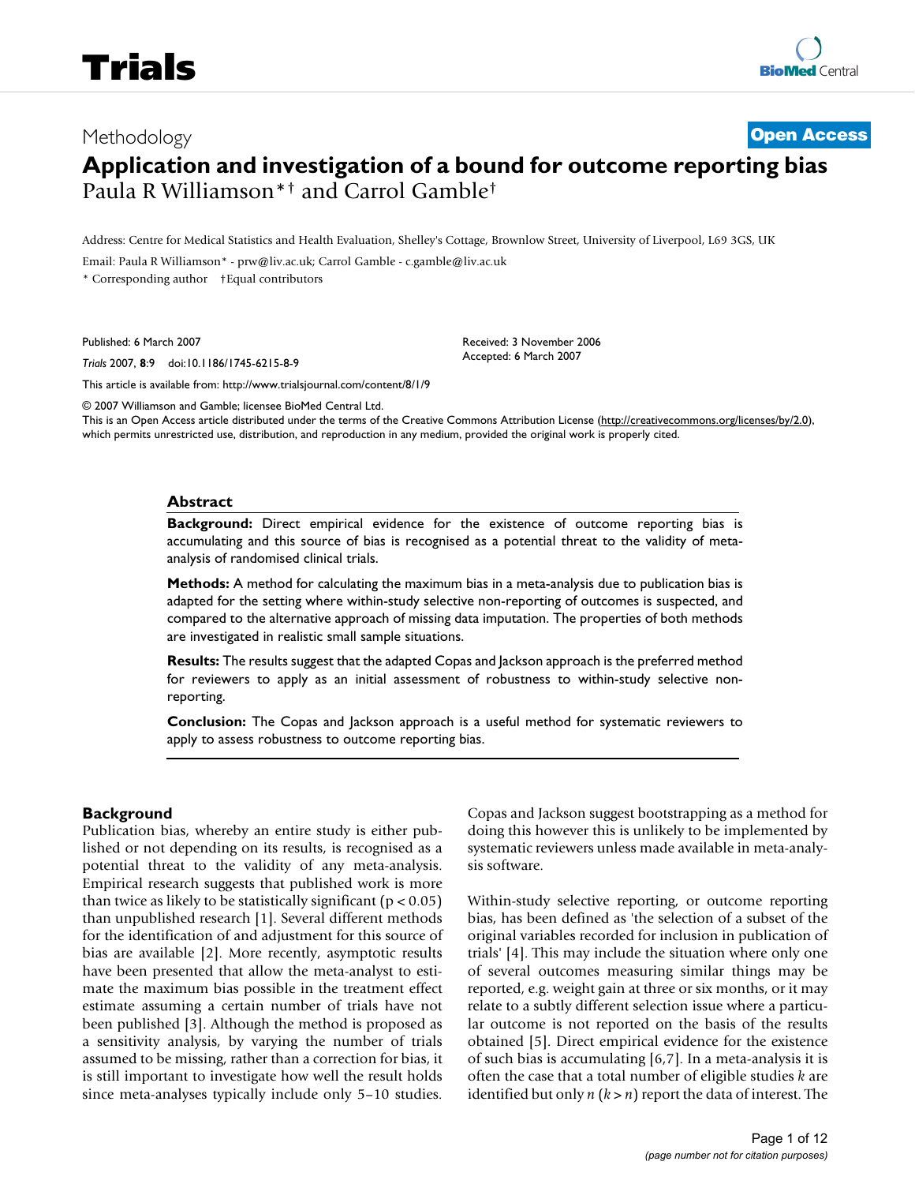Methodology **Open Access**

# Application and investigation of a bound for outcome reporting bias

Paula R Williamson*† and Carrol Gamble†

Address: Centre for Medical Statistics and Health Evaluation, Shelley's Cottage, Brownlow Street, University of Liverpool, L69 3GS, UK

Email: Paula R Williamson* - prw@liv.ac.uk; Carrol Gamble - c.gamble@liv.ac.uk

\* Corresponding author †Equal contributors

Published: 6 March 2007

*Trials* 2007, **8**:9 doi:10.1186/1745-6215-8-9

Received: 3 November 2006
Accepted: 6 March 2007

This article is available from: http://www.trialsjournal.com/content/8/1/9

© 2007 Williamson and Gamble; licensee BioMed Central Ltd.
This is an Open Access article distributed under the terms of the Creative Commons Attribution License (http://creativecommons.org/licenses/by/2.0), which permits unrestricted use, distribution, and reproduction in any medium, provided the original work is properly cited.

## Abstract

**Background:** Direct empirical evidence for the existence of outcome reporting bias is accumulating and this source of bias is recognised as a potential threat to the validity of meta-analysis of randomised clinical trials.

**Methods:** A method for calculating the maximum bias in a meta-analysis due to publication bias is adapted for the setting where within-study selective non-reporting of outcomes is suspected, and compared to the alternative approach of missing data imputation. The properties of both methods are investigated in realistic small sample situations.

**Results:** The results suggest that the adapted Copas and Jackson approach is the preferred method for reviewers to apply as an initial assessment of robustness to within-study selective non-reporting.

**Conclusion:** The Copas and Jackson approach is a useful method for systematic reviewers to apply to assess robustness to outcome reporting bias.

## Background

Publication bias, whereby an entire study is either published or not depending on its results, is recognised as a potential threat to the validity of any meta-analysis. Empirical research suggests that published work is more than twice as likely to be statistically significant ($p < 0.05$) than unpublished research [1]. Several different methods for the identification of and adjustment for this source of bias are available [2]. More recently, asymptotic results have been presented that allow the meta-analyst to estimate the maximum bias possible in the treatment effect estimate assuming a certain number of trials have not been published [3]. Although the method is proposed as a sensitivity analysis, by varying the number of trials assumed to be missing, rather than a correction for bias, it is still important to investigate how well the result holds since meta-analyses typically include only 5–10 studies. Copas and Jackson suggest bootstrapping as a method for doing this however this is unlikely to be implemented by systematic reviewers unless made available in meta-analysis software.

Within-study selective reporting, or outcome reporting bias, has been defined as 'the selection of a subset of the original variables recorded for inclusion in publication of trials' [4]. This may include the situation where only one of several outcomes measuring similar things may be reported, e.g. weight gain at three or six months, or it may relate to a subtly different selection issue where a particular outcome is not reported on the basis of the results obtained [5]. Direct empirical evidence for the existence of such bias is accumulating [6,7]. In a meta-analysis it is often the case that a total number of eligible studies $k$ are identified but only $n$ ($k > n$) report the data of interest. The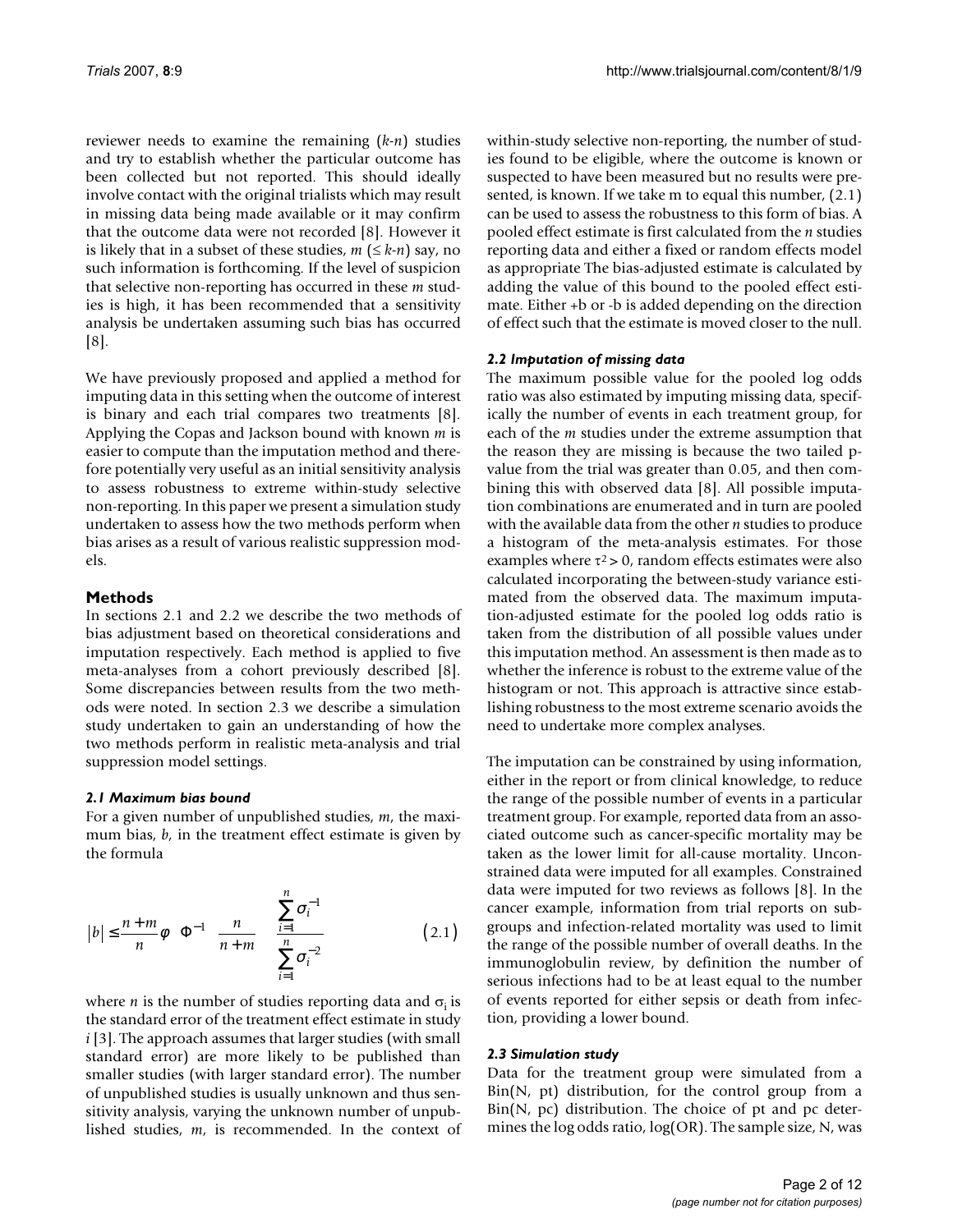reviewer needs to examine the remaining ($k$-$n$) studies and try to establish whether the particular outcome has been collected but not reported. This should ideally involve contact with the original trialists which may result in missing data being made available or it may confirm that the outcome data were not recorded [8]. However it is likely that in a subset of these studies, $m$ ($\leq k$-$n$) say, no such information is forthcoming. If the level of suspicion that selective non-reporting has occurred in these $m$ studies is high, it has been recommended that a sensitivity analysis be undertaken assuming such bias has occurred [8].

We have previously proposed and applied a method for imputing data in this setting where the outcome of interest is binary and each trial compares two treatments [8]. Applying the Copas and Jackson bound with known $m$ is easier to compute than the imputation method and therefore potentially very useful as an initial sensitivity analysis to assess robustness to extreme within-study selective non-reporting. In this paper we present a simulation study undertaken to assess how the two methods perform when bias arises as a result of various realistic suppression models.

## Methods

In sections 2.1 and 2.2 we describe the two methods of bias adjustment based on theoretical considerations and imputation respectively. Each method is applied to five meta-analyses from a cohort previously described [8]. Some discrepancies between results from the two methods were noted. In section 2.3 we describe a simulation study undertaken to gain an understanding of how the two methods perform in realistic meta-analysis and trial suppression model settings.

### *2.1 Maximum bias bound*

For a given number of unpublished studies, $m$, the maximum bias, $b$, in the treatment effect estimate is given by the formula

$$|b| \leq \frac{n+m}{n}\phi\left(\Phi^{-1}\left(\frac{n}{n+m}\right)\right)\frac{\sum_{i=1}^{n}\sigma_i^{-1}}{\sum_{i=1}^{n}\sigma_i^{-2}} \qquad (2.1)$$

where $n$ is the number of studies reporting data and $\sigma_i$ is the standard error of the treatment effect estimate in study $i$ [3]. The approach assumes that larger studies (with small standard error) are more likely to be published than smaller studies (with larger standard error). The number of unpublished studies is usually unknown and thus sensitivity analysis, varying the unknown number of unpublished studies, $m$, is recommended. In the context of within-study selective non-reporting, the number of studies found to be eligible, where the outcome is known or suspected to have been measured but no results were presented, is known. If we take m to equal this number, (2.1) can be used to assess the robustness to this form of bias. A pooled effect estimate is first calculated from the $n$ studies reporting data and either a fixed or random effects model as appropriate The bias-adjusted estimate is calculated by adding the value of this bound to the pooled effect estimate. Either +b or -b is added depending on the direction of effect such that the estimate is moved closer to the null.

### *2.2 Imputation of missing data*

The maximum possible value for the pooled log odds ratio was also estimated by imputing missing data, specifically the number of events in each treatment group, for each of the $m$ studies under the extreme assumption that the reason they are missing is because the two tailed p-value from the trial was greater than 0.05, and then combining this with observed data [8]. All possible imputation combinations are enumerated and in turn are pooled with the available data from the other $n$ studies to produce a histogram of the meta-analysis estimates. For those examples where $\tau^2 > 0$, random effects estimates were also calculated incorporating the between-study variance estimated from the observed data. The maximum imputation-adjusted estimate for the pooled log odds ratio is taken from the distribution of all possible values under this imputation method. An assessment is then made as to whether the inference is robust to the extreme value of the histogram or not. This approach is attractive since establishing robustness to the most extreme scenario avoids the need to undertake more complex analyses.

The imputation can be constrained by using information, either in the report or from clinical knowledge, to reduce the range of the possible number of events in a particular treatment group. For example, reported data from an associated outcome such as cancer-specific mortality may be taken as the lower limit for all-cause mortality. Unconstrained data were imputed for all examples. Constrained data were imputed for two reviews as follows [8]. In the cancer example, information from trial reports on subgroups and infection-related mortality was used to limit the range of the possible number of overall deaths. In the immunoglobulin review, by definition the number of serious infections had to be at least equal to the number of events reported for either sepsis or death from infection, providing a lower bound.

### *2.3 Simulation study*

Data for the treatment group were simulated from a Bin(N, pt) distribution, for the control group from a Bin(N, pc) distribution. The choice of pt and pc determines the log odds ratio, log(OR). The sample size, N, was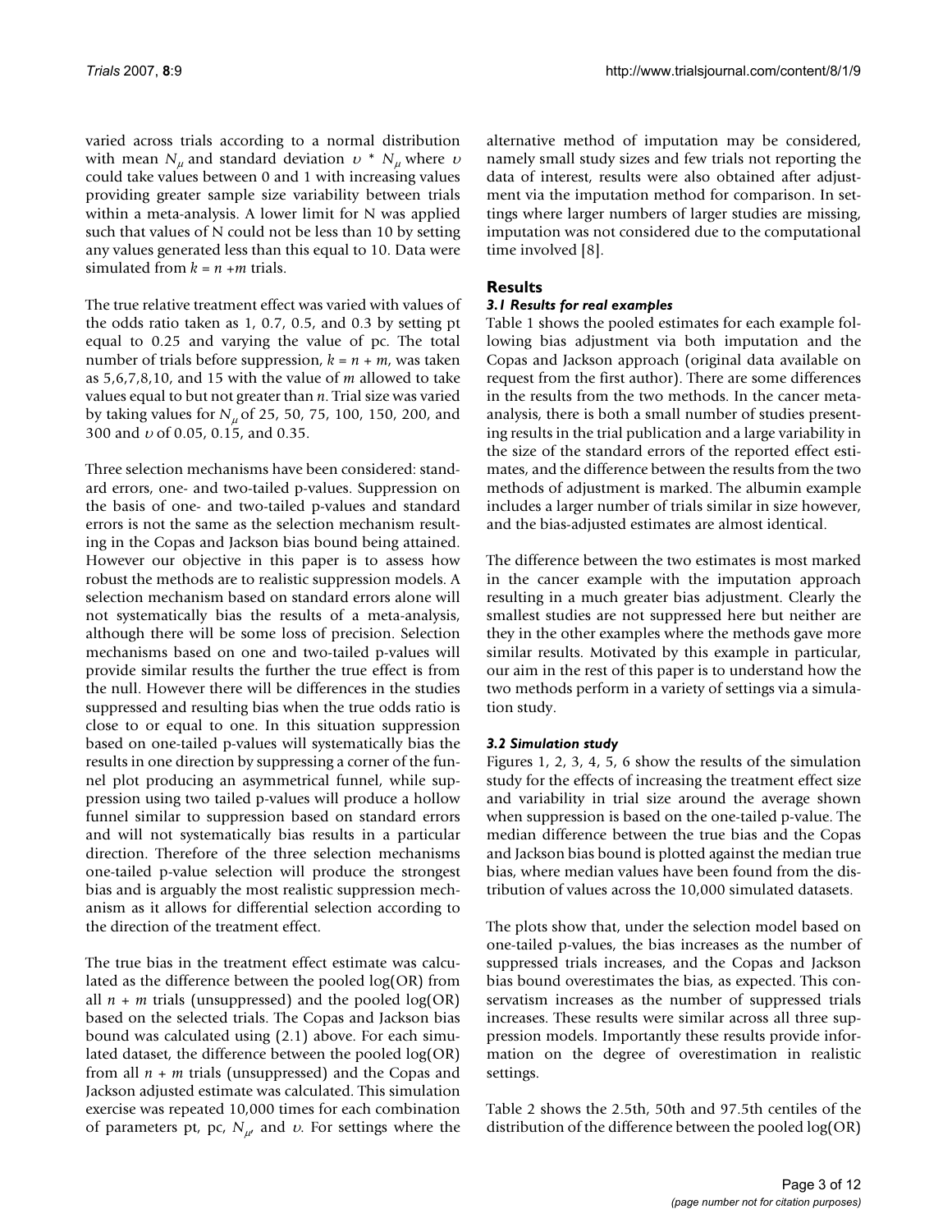varied across trials according to a normal distribution with mean $N_{\mu}$ and standard deviation $\upsilon * N_{\mu}$ where $\upsilon$ could take values between 0 and 1 with increasing values providing greater sample size variability between trials within a meta-analysis. A lower limit for N was applied such that values of N could not be less than 10 by setting any values generated less than this equal to 10. Data were simulated from $k = n + m$ trials.

The true relative treatment effect was varied with values of the odds ratio taken as 1, 0.7, 0.5, and 0.3 by setting pt equal to 0.25 and varying the value of pc. The total number of trials before suppression, $k = n + m$, was taken as 5,6,7,8,10, and 15 with the value of $m$ allowed to take values equal to but not greater than $n$. Trial size was varied by taking values for $N_{\mu}$ of 25, 50, 75, 100, 150, 200, and 300 and $\upsilon$ of 0.05, 0.15, and 0.35.

Three selection mechanisms have been considered: standard errors, one- and two-tailed p-values. Suppression on the basis of one- and two-tailed p-values and standard errors is not the same as the selection mechanism resulting in the Copas and Jackson bias bound being attained. However our objective in this paper is to assess how robust the methods are to realistic suppression models. A selection mechanism based on standard errors alone will not systematically bias the results of a meta-analysis, although there will be some loss of precision. Selection mechanisms based on one and two-tailed p-values will provide similar results the further the true effect is from the null. However there will be differences in the studies suppressed and resulting bias when the true odds ratio is close to or equal to one. In this situation suppression based on one-tailed p-values will systematically bias the results in one direction by suppressing a corner of the funnel plot producing an asymmetrical funnel, while suppression using two tailed p-values will produce a hollow funnel similar to suppression based on standard errors and will not systematically bias results in a particular direction. Therefore of the three selection mechanisms one-tailed p-value selection will produce the strongest bias and is arguably the most realistic suppression mechanism as it allows for differential selection according to the direction of the treatment effect.

The true bias in the treatment effect estimate was calculated as the difference between the pooled log(OR) from all $n + m$ trials (unsuppressed) and the pooled log(OR) based on the selected trials. The Copas and Jackson bias bound was calculated using (2.1) above. For each simulated dataset, the difference between the pooled log(OR) from all $n + m$ trials (unsuppressed) and the Copas and Jackson adjusted estimate was calculated. This simulation exercise was repeated 10,000 times for each combination of parameters pt, pc, $N_{\mu}$, and $\upsilon$. For settings where the alternative method of imputation may be considered, namely small study sizes and few trials not reporting the data of interest, results were also obtained after adjustment via the imputation method for comparison. In settings where larger numbers of larger studies are missing, imputation was not considered due to the computational time involved [8].

## Results

### *3.1 Results for real examples*

Table 1 shows the pooled estimates for each example following bias adjustment via both imputation and the Copas and Jackson approach (original data available on request from the first author). There are some differences in the results from the two methods. In the cancer meta-analysis, there is both a small number of studies presenting results in the trial publication and a large variability in the size of the standard errors of the reported effect estimates, and the difference between the results from the two methods of adjustment is marked. The albumin example includes a larger number of trials similar in size however, and the bias-adjusted estimates are almost identical.

The difference between the two estimates is most marked in the cancer example with the imputation approach resulting in a much greater bias adjustment. Clearly the smallest studies are not suppressed here but neither are they in the other examples where the methods gave more similar results. Motivated by this example in particular, our aim in the rest of this paper is to understand how the two methods perform in a variety of settings via a simulation study.

### *3.2 Simulation study*

Figures 1, 2, 3, 4, 5, 6 show the results of the simulation study for the effects of increasing the treatment effect size and variability in trial size around the average shown when suppression is based on the one-tailed p-value. The median difference between the true bias and the Copas and Jackson bias bound is plotted against the median true bias, where median values have been found from the distribution of values across the 10,000 simulated datasets.

The plots show that, under the selection model based on one-tailed p-values, the bias increases as the number of suppressed trials increases, and the Copas and Jackson bias bound overestimates the bias, as expected. This conservatism increases as the number of suppressed trials increases. These results were similar across all three suppression models. Importantly these results provide information on the degree of overestimation in realistic settings.

Table 2 shows the 2.5th, 50th and 97.5th centiles of the distribution of the difference between the pooled log(OR)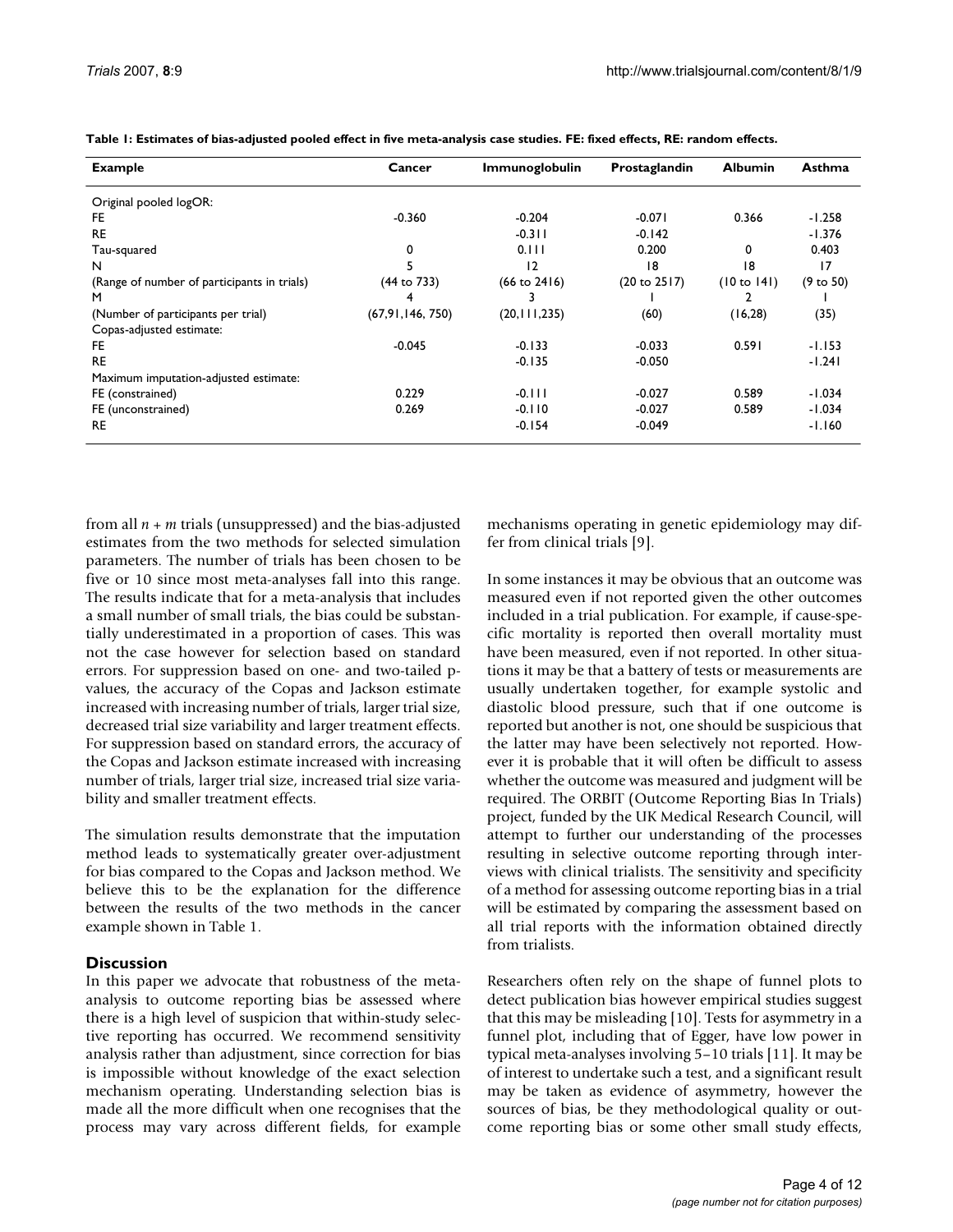**Table 1: Estimates of bias-adjusted pooled effect in five meta-analysis case studies. FE: fixed effects, RE: random effects.**

| Example | Cancer | Immunoglobulin | Prostaglandin | Albumin | Asthma |
|---|---|---|---|---|---|
| Original pooled logOR: | | | | | |
| FE | -0.360 | -0.204 | -0.071 | 0.366 | -1.258 |
| RE | | -0.311 | -0.142 | | -1.376 |
| Tau-squared | 0 | 0.111 | 0.200 | 0 | 0.403 |
| N | 5 | 12 | 18 | 18 | 17 |
| (Range of number of participants in trials) | (44 to 733) | (66 to 2416) | (20 to 2517) | (10 to 141) | (9 to 50) |
| M | 4 | 3 | 1 | 2 | 1 |
| (Number of participants per trial) | (67,91,146, 750) | (20,111,235) | (60) | (16,28) | (35) |
| Copas-adjusted estimate: | | | | | |
| FE | -0.045 | -0.133 | -0.033 | 0.591 | -1.153 |
| RE | | -0.135 | -0.050 | | -1.241 |
| Maximum imputation-adjusted estimate: | | | | | |
| FE (constrained) | 0.229 | -0.111 | -0.027 | 0.589 | -1.034 |
| FE (unconstrained) | 0.269 | -0.110 | -0.027 | 0.589 | -1.034 |
| RE | | -0.154 | -0.049 | | -1.160 |

from all $n + m$ trials (unsuppressed) and the bias-adjusted estimates from the two methods for selected simulation parameters. The number of trials has been chosen to be five or 10 since most meta-analyses fall into this range. The results indicate that for a meta-analysis that includes a small number of small trials, the bias could be substantially underestimated in a proportion of cases. This was not the case however for selection based on standard errors. For suppression based on one- and two-tailed p-values, the accuracy of the Copas and Jackson estimate increased with increasing number of trials, larger trial size, decreased trial size variability and larger treatment effects. For suppression based on standard errors, the accuracy of the Copas and Jackson estimate increased with increasing number of trials, larger trial size, increased trial size variability and smaller treatment effects.

The simulation results demonstrate that the imputation method leads to systematically greater over-adjustment for bias compared to the Copas and Jackson method. We believe this to be the explanation for the difference between the results of the two methods in the cancer example shown in Table 1.

## Discussion

In this paper we advocate that robustness of the meta-analysis to outcome reporting bias be assessed where there is a high level of suspicion that within-study selective reporting has occurred. We recommend sensitivity analysis rather than adjustment, since correction for bias is impossible without knowledge of the exact selection mechanism operating. Understanding selection bias is made all the more difficult when one recognises that the process may vary across different fields, for example mechanisms operating in genetic epidemiology may differ from clinical trials [9].

In some instances it may be obvious that an outcome was measured even if not reported given the other outcomes included in a trial publication. For example, if cause-specific mortality is reported then overall mortality must have been measured, even if not reported. In other situations it may be that a battery of tests or measurements are usually undertaken together, for example systolic and diastolic blood pressure, such that if one outcome is reported but another is not, one should be suspicious that the latter may have been selectively not reported. However it is probable that it will often be difficult to assess whether the outcome was measured and judgment will be required. The ORBIT (Outcome Reporting Bias In Trials) project, funded by the UK Medical Research Council, will attempt to further our understanding of the processes resulting in selective outcome reporting through interviews with clinical trialists. The sensitivity and specificity of a method for assessing outcome reporting bias in a trial will be estimated by comparing the assessment based on all trial reports with the information obtained directly from trialists.

Researchers often rely on the shape of funnel plots to detect publication bias however empirical studies suggest that this may be misleading [10]. Tests for asymmetry in a funnel plot, including that of Egger, have low power in typical meta-analyses involving 5–10 trials [11]. It may be of interest to undertake such a test, and a significant result may be taken as evidence of asymmetry, however the sources of bias, be they methodological quality or outcome reporting bias or some other small study effects,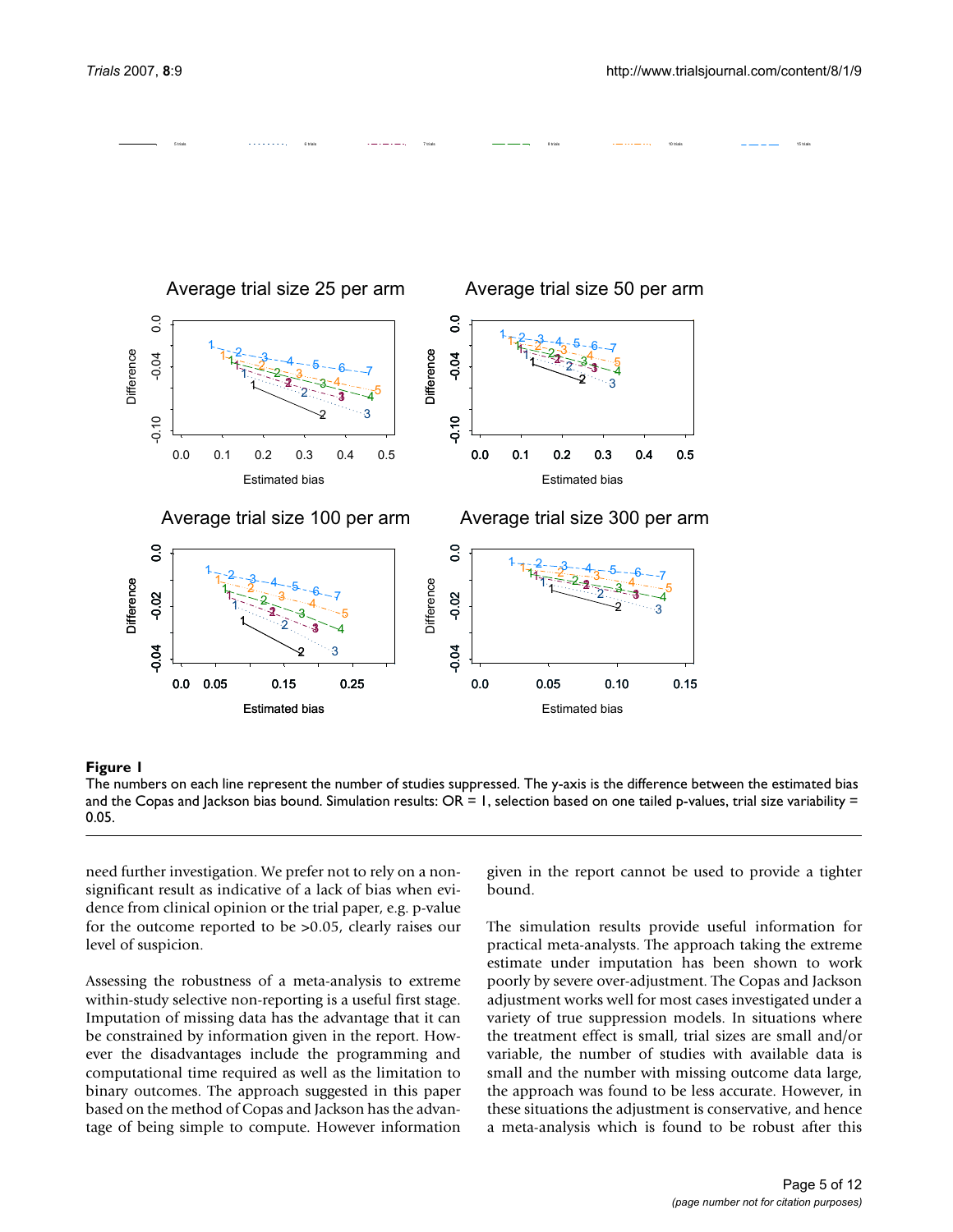**Figure 1**

The numbers on each line represent the number of studies suppressed. The y-axis is the difference between the estimated bias and the Copas and Jackson bias bound. Simulation results: OR = 1, selection based on one tailed p-values, trial size variability = 0.05.

need further investigation. We prefer not to rely on a non-significant result as indicative of a lack of bias when evidence from clinical opinion or the trial paper, e.g. p-value for the outcome reported to be >0.05, clearly raises our level of suspicion.

Assessing the robustness of a meta-analysis to extreme within-study selective non-reporting is a useful first stage. Imputation of missing data has the advantage that it can be constrained by information given in the report. However the disadvantages include the programming and computational time required as well as the limitation to binary outcomes. The approach suggested in this paper based on the method of Copas and Jackson has the advantage of being simple to compute. However information given in the report cannot be used to provide a tighter bound.

The simulation results provide useful information for practical meta-analysts. The approach taking the extreme estimate under imputation has been shown to work poorly by severe over-adjustment. The Copas and Jackson adjustment works well for most cases investigated under a variety of true suppression models. In situations where the treatment effect is small, trial sizes are small and/or variable, the number of studies with available data is small and the number with missing outcome data large, the approach was found to be less accurate. However, in these situations the adjustment is conservative, and hence a meta-analysis which is found to be robust after this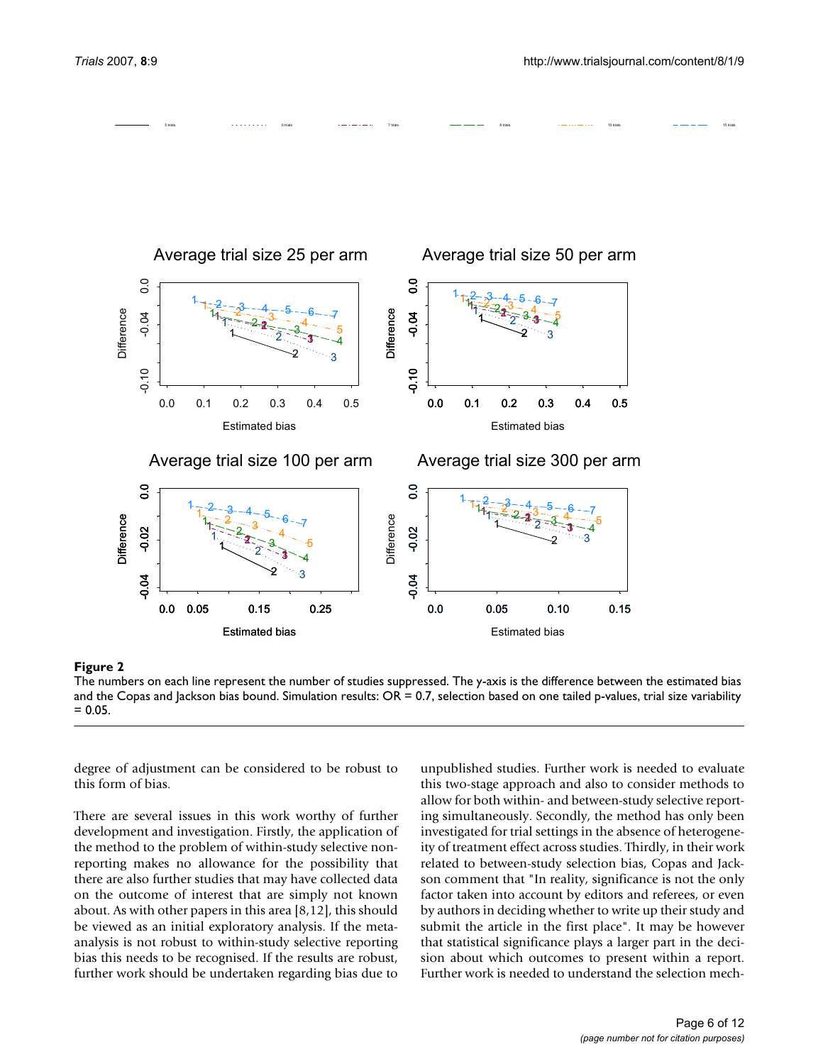**Figure 2**

The numbers on each line represent the number of studies suppressed. The y-axis is the difference between the estimated bias and the Copas and Jackson bias bound. Simulation results: OR = 0.7, selection based on one tailed p-values, trial size variability = 0.05.

degree of adjustment can be considered to be robust to this form of bias.

There are several issues in this work worthy of further development and investigation. Firstly, the application of the method to the problem of within-study selective non-reporting makes no allowance for the possibility that there are also further studies that may have collected data on the outcome of interest that are simply not known about. As with other papers in this area [8,12], this should be viewed as an initial exploratory analysis. If the meta-analysis is not robust to within-study selective reporting bias this needs to be recognised. If the results are robust, further work should be undertaken regarding bias due to unpublished studies. Further work is needed to evaluate this two-stage approach and also to consider methods to allow for both within- and between-study selective reporting simultaneously. Secondly, the method has only been investigated for trial settings in the absence of heterogeneity of treatment effect across studies. Thirdly, in their work related to between-study selection bias, Copas and Jackson comment that "In reality, significance is not the only factor taken into account by editors and referees, or even by authors in deciding whether to write up their study and submit the article in the first place". It may be however that statistical significance plays a larger part in the decision about which outcomes to present within a report. Further work is needed to understand the selection mech-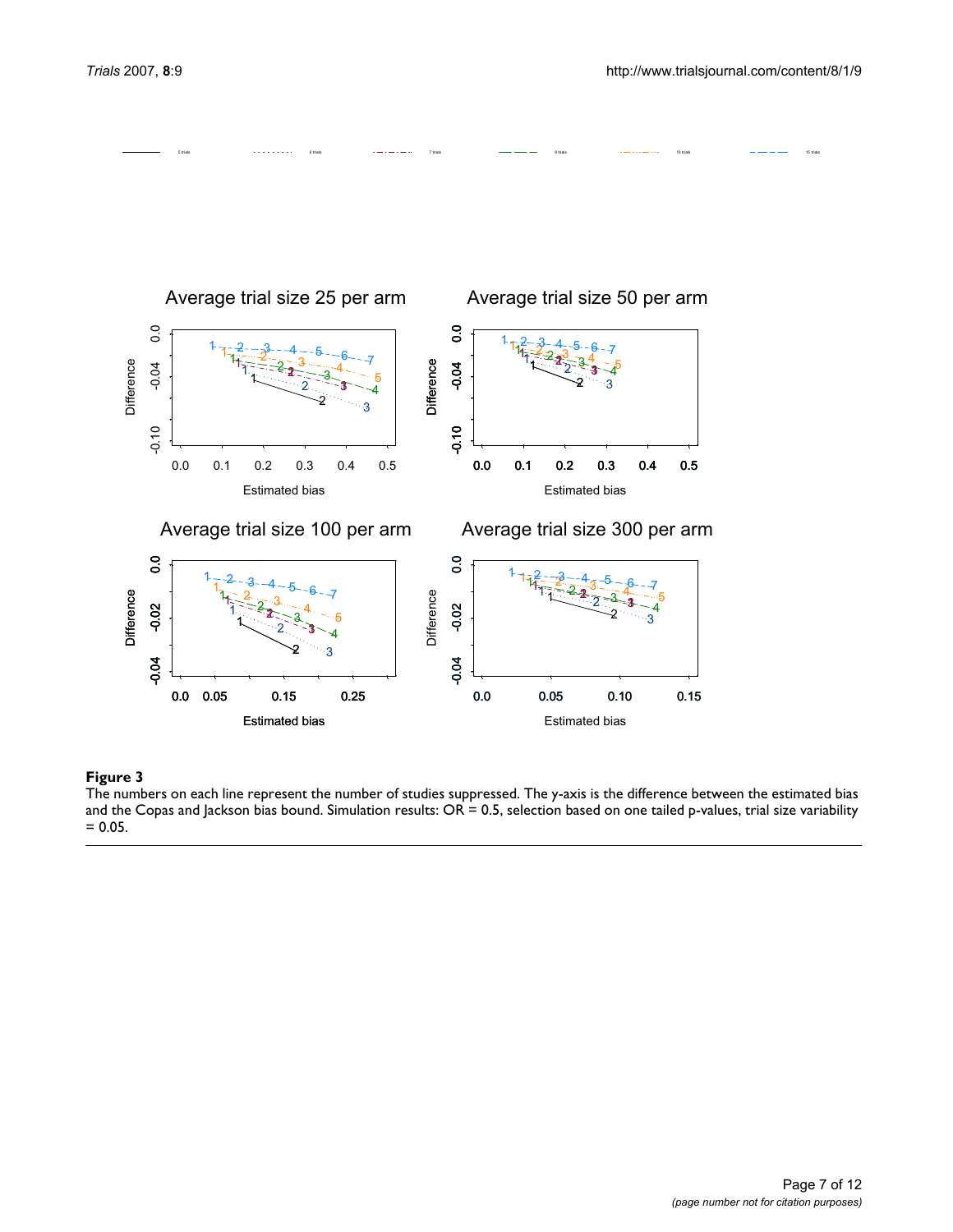**Figure 3**
The numbers on each line represent the number of studies suppressed. The y-axis is the difference between the estimated bias and the Copas and Jackson bias bound. Simulation results: OR = 0.5, selection based on one tailed p-values, trial size variability = 0.05.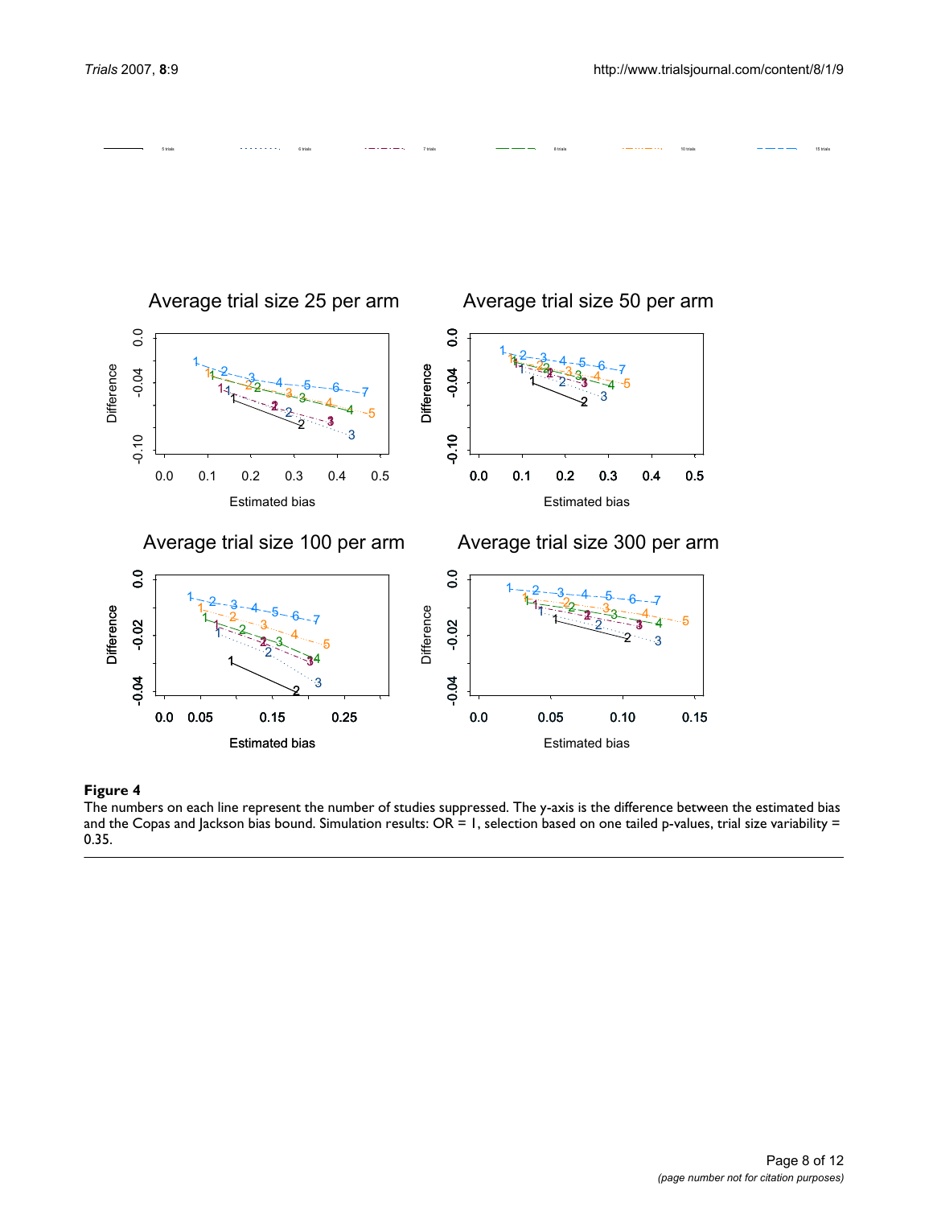**Figure 4**

The numbers on each line represent the number of studies suppressed. The y-axis is the difference between the estimated bias and the Copas and Jackson bias bound. Simulation results: OR = 1, selection based on one tailed p-values, trial size variability = 0.35.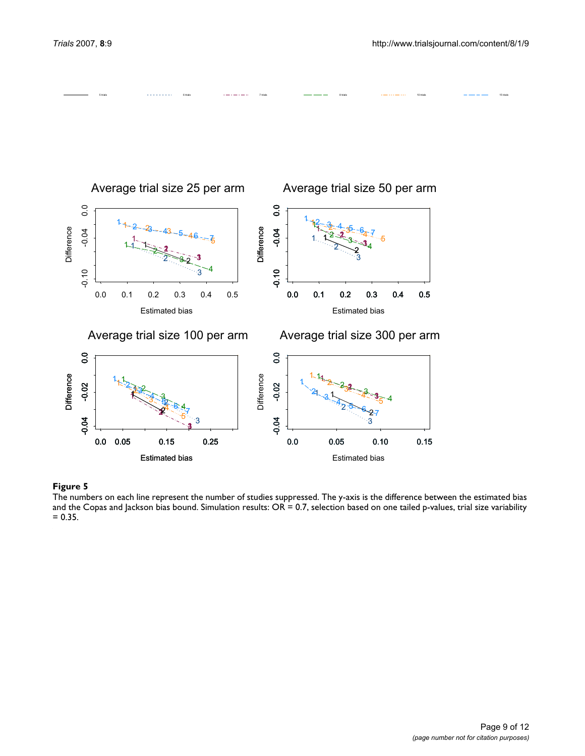**Figure 5**

The numbers on each line represent the number of studies suppressed. The y-axis is the difference between the estimated bias and the Copas and Jackson bias bound. Simulation results: OR = 0.7, selection based on one tailed p-values, trial size variability = 0.35.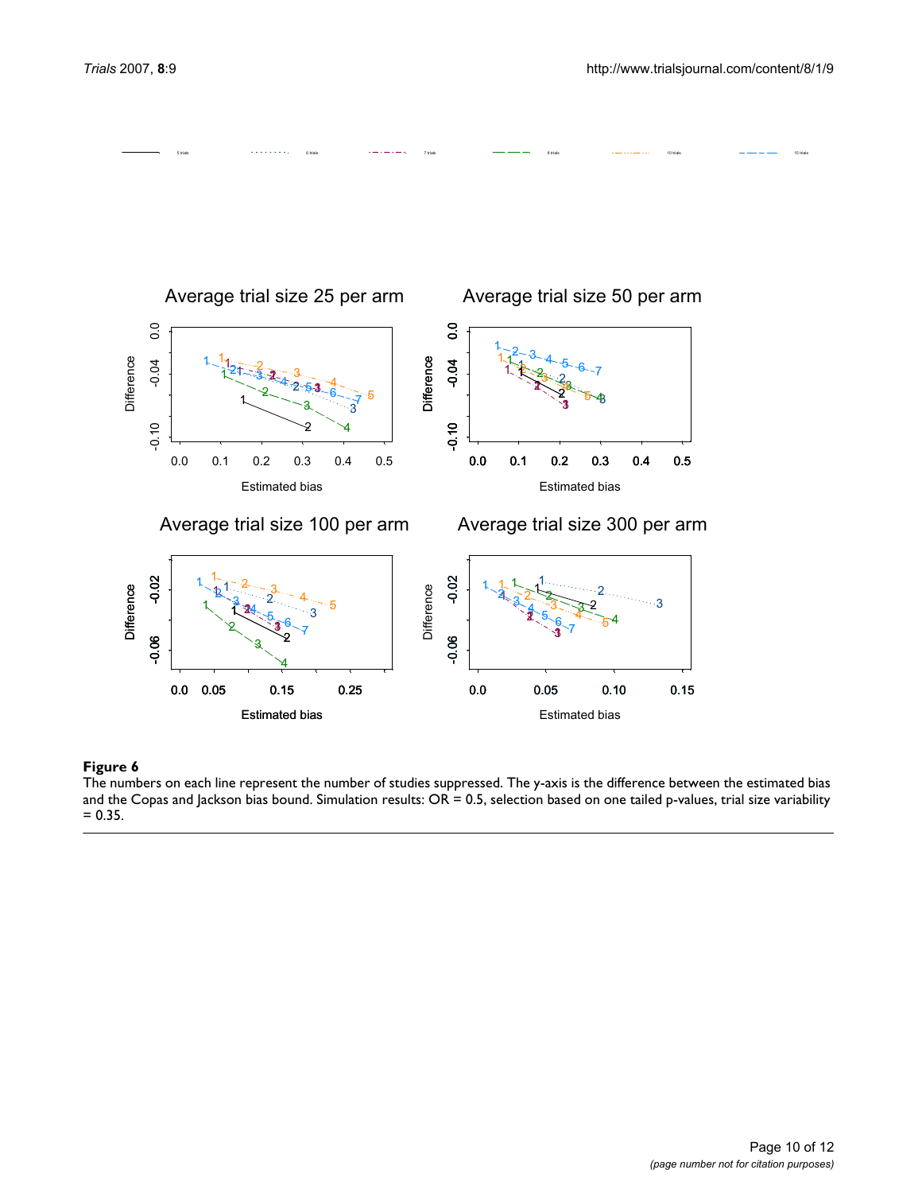**Figure 6**

The numbers on each line represent the number of studies suppressed. The y-axis is the difference between the estimated bias and the Copas and Jackson bias bound. Simulation results: OR = 0.5, selection based on one tailed p-values, trial size variability = 0.35.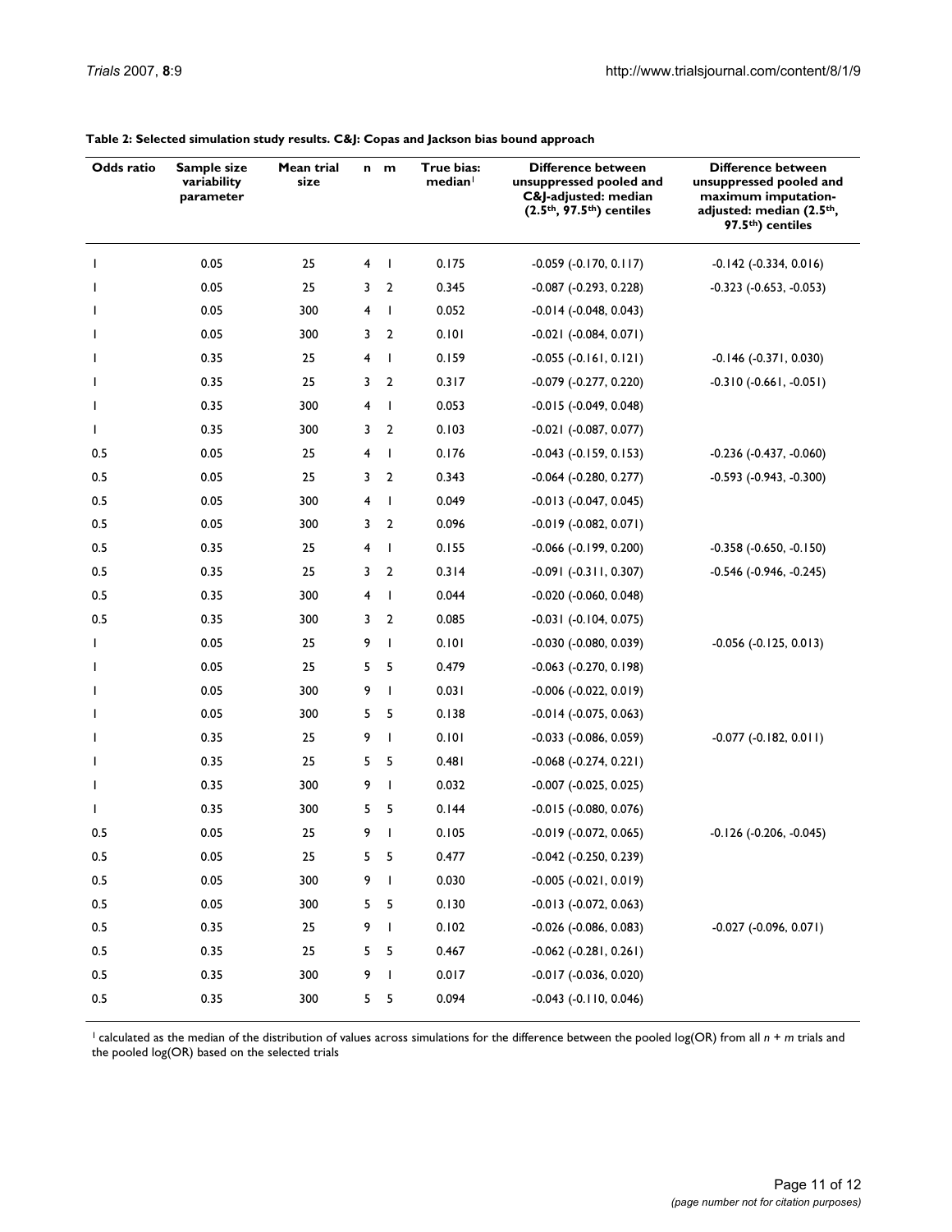**Table 2: Selected simulation study results. C&J: Copas and Jackson bias bound approach**

| Odds ratio | Sample size variability parameter | Mean trial size | n | m | True bias: median[1] | Difference between unsuppressed pooled and C&J-adjusted: median (2.5th, 97.5th) centiles | Difference between unsuppressed pooled and maximum imputation-adjusted: median (2.5th, 97.5th) centiles |
|---|---|---|---|---|---|---|---|
| 1 | 0.05 | 25 | 4 | 1 | 0.175 | -0.059 (-0.170, 0.117) | -0.142 (-0.334, 0.016) |
| 1 | 0.05 | 25 | 3 | 2 | 0.345 | -0.087 (-0.293, 0.228) | -0.323 (-0.653, -0.053) |
| 1 | 0.05 | 300 | 4 | 1 | 0.052 | -0.014 (-0.048, 0.043) | |
| 1 | 0.05 | 300 | 3 | 2 | 0.101 | -0.021 (-0.084, 0.071) | |
| 1 | 0.35 | 25 | 4 | 1 | 0.159 | -0.055 (-0.161, 0.121) | -0.146 (-0.371, 0.030) |
| 1 | 0.35 | 25 | 3 | 2 | 0.317 | -0.079 (-0.277, 0.220) | -0.310 (-0.661, -0.051) |
| 1 | 0.35 | 300 | 4 | 1 | 0.053 | -0.015 (-0.049, 0.048) | |
| 1 | 0.35 | 300 | 3 | 2 | 0.103 | -0.021 (-0.087, 0.077) | |
| 0.5 | 0.05 | 25 | 4 | 1 | 0.176 | -0.043 (-0.159, 0.153) | -0.236 (-0.437, -0.060) |
| 0.5 | 0.05 | 25 | 3 | 2 | 0.343 | -0.064 (-0.280, 0.277) | -0.593 (-0.943, -0.300) |
| 0.5 | 0.05 | 300 | 4 | 1 | 0.049 | -0.013 (-0.047, 0.045) | |
| 0.5 | 0.05 | 300 | 3 | 2 | 0.096 | -0.019 (-0.082, 0.071) | |
| 0.5 | 0.35 | 25 | 4 | 1 | 0.155 | -0.066 (-0.199, 0.200) | -0.358 (-0.650, -0.150) |
| 0.5 | 0.35 | 25 | 3 | 2 | 0.314 | -0.091 (-0.311, 0.307) | -0.546 (-0.946, -0.245) |
| 0.5 | 0.35 | 300 | 4 | 1 | 0.044 | -0.020 (-0.060, 0.048) | |
| 0.5 | 0.35 | 300 | 3 | 2 | 0.085 | -0.031 (-0.104, 0.075) | |
| 1 | 0.05 | 25 | 9 | 1 | 0.101 | -0.030 (-0.080, 0.039) | -0.056 (-0.125, 0.013) |
| 1 | 0.05 | 25 | 5 | 5 | 0.479 | -0.063 (-0.270, 0.198) | |
| 1 | 0.05 | 300 | 9 | 1 | 0.031 | -0.006 (-0.022, 0.019) | |
| 1 | 0.05 | 300 | 5 | 5 | 0.138 | -0.014 (-0.075, 0.063) | |
| 1 | 0.35 | 25 | 9 | 1 | 0.101 | -0.033 (-0.086, 0.059) | -0.077 (-0.182, 0.011) |
| 1 | 0.35 | 25 | 5 | 5 | 0.481 | -0.068 (-0.274, 0.221) | |
| 1 | 0.35 | 300 | 9 | 1 | 0.032 | -0.007 (-0.025, 0.025) | |
| 1 | 0.35 | 300 | 5 | 5 | 0.144 | -0.015 (-0.080, 0.076) | |
| 0.5 | 0.05 | 25 | 9 | 1 | 0.105 | -0.019 (-0.072, 0.065) | -0.126 (-0.206, -0.045) |
| 0.5 | 0.05 | 25 | 5 | 5 | 0.477 | -0.042 (-0.250, 0.239) | |
| 0.5 | 0.05 | 300 | 9 | 1 | 0.030 | -0.005 (-0.021, 0.019) | |
| 0.5 | 0.05 | 300 | 5 | 5 | 0.130 | -0.013 (-0.072, 0.063) | |
| 0.5 | 0.35 | 25 | 9 | 1 | 0.102 | -0.026 (-0.086, 0.083) | -0.027 (-0.096, 0.071) |
| 0.5 | 0.35 | 25 | 5 | 5 | 0.467 | -0.062 (-0.281, 0.261) | |
| 0.5 | 0.35 | 300 | 9 | 1 | 0.017 | -0.017 (-0.036, 0.020) | |
| 0.5 | 0.35 | 300 | 5 | 5 | 0.094 | -0.043 (-0.110, 0.046) | |

[1] calculated as the median of the distribution of values across simulations for the difference between the pooled log(OR) from all $n + m$ trials and the pooled log(OR) based on the selected trials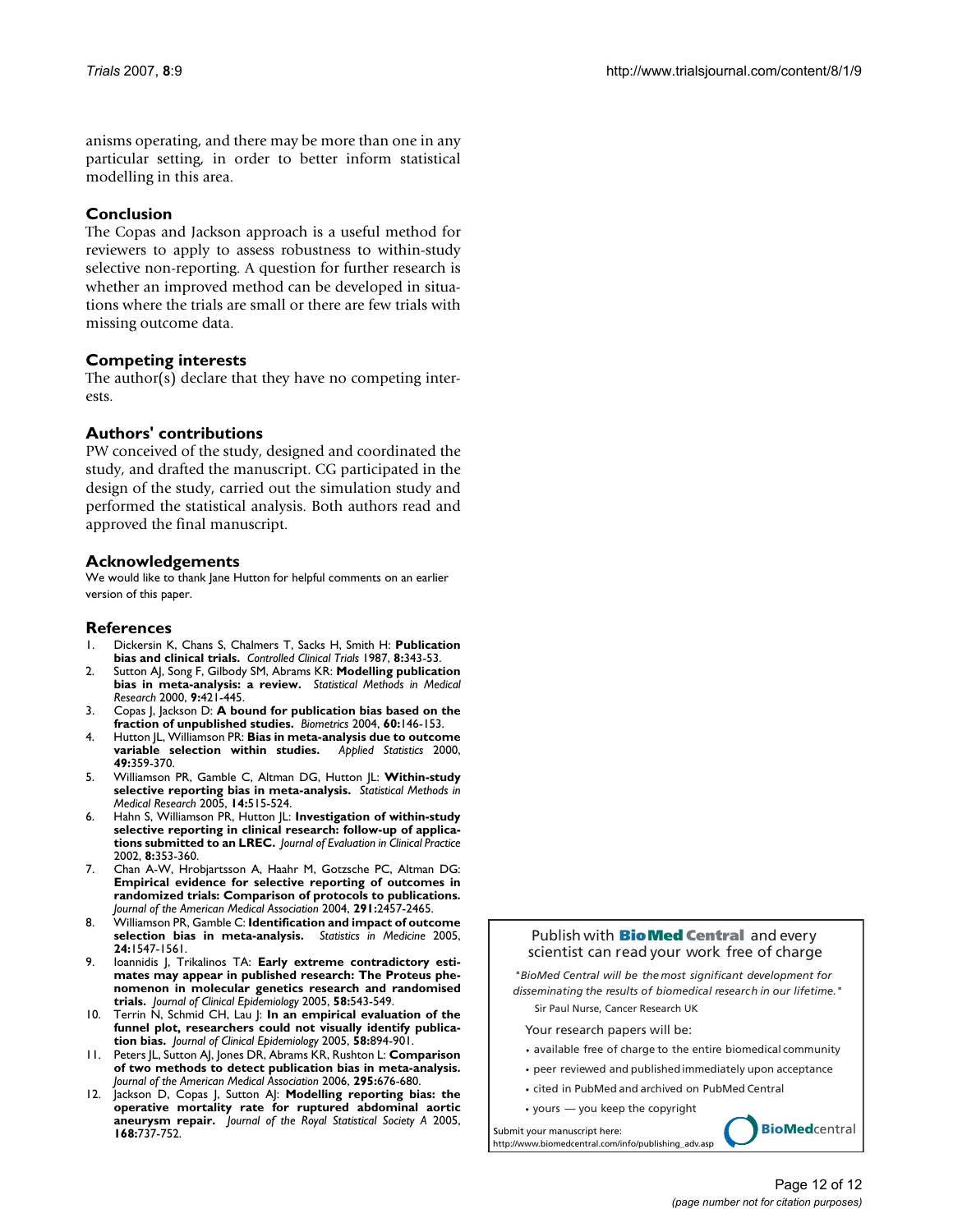anisms operating, and there may be more than one in any particular setting, in order to better inform statistical modelling in this area.

## Conclusion

The Copas and Jackson approach is a useful method for reviewers to apply to assess robustness to within-study selective non-reporting. A question for further research is whether an improved method can be developed in situations where the trials are small or there are few trials with missing outcome data.

## Competing interests

The author(s) declare that they have no competing interests.

## Authors' contributions

PW conceived of the study, designed and coordinated the study, and drafted the manuscript. CG participated in the design of the study, carried out the simulation study and performed the statistical analysis. Both authors read and approved the final manuscript.

## Acknowledgements

We would like to thank Jane Hutton for helpful comments on an earlier version of this paper.

## References

1. Dickersin K, Chans S, Chalmers T, Sacks H, Smith H: **Publication bias and clinical trials.** *Controlled Clinical Trials* 1987, **8:**343-53.
2. Sutton AJ, Song F, Gilbody SM, Abrams KR: **Modelling publication bias in meta-analysis: a review.** *Statistical Methods in Medical Research* 2000, **9:**421-445.
3. Copas J, Jackson D: **A bound for publication bias based on the fraction of unpublished studies.** *Biometrics* 2004, **60:**146-153.
4. Hutton JL, Williamson PR: **Bias in meta-analysis due to outcome variable selection within studies.** *Applied Statistics* 2000, **49:**359-370.
5. Williamson PR, Gamble C, Altman DG, Hutton JL: **Within-study selective reporting bias in meta-analysis.** *Statistical Methods in Medical Research* 2005, **14:**515-524.
6. Hahn S, Williamson PR, Hutton JL: **Investigation of within-study selective reporting in clinical research: follow-up of applications submitted to an LREC.** *Journal of Evaluation in Clinical Practice* 2002, **8:**353-360.
7. Chan A-W, Hrobjartsson A, Haahr M, Gotzsche PC, Altman DG: **Empirical evidence for selective reporting of outcomes in randomized trials: Comparison of protocols to publications.** *Journal of the American Medical Association* 2004, **291:**2457-2465.
8. Williamson PR, Gamble C: **Identification and impact of outcome selection bias in meta-analysis.** *Statistics in Medicine* 2005, **24:**1547-1561.
9. Ioannidis J, Trikalinos TA: **Early extreme contradictory estimates may appear in published research: The Proteus phenomenon in molecular genetics research and randomised trials.** *Journal of Clinical Epidemiology* 2005, **58:**543-549.
10. Terrin N, Schmid CH, Lau J: **In an empirical evaluation of the funnel plot, researchers could not visually identify publication bias.** *Journal of Clinical Epidemiology* 2005, **58:**894-901.
11. Peters JL, Sutton AJ, Jones DR, Abrams KR, Rushton L: **Comparison of two methods to detect publication bias in meta-analysis.** *Journal of the American Medical Association* 2006, **295:**676-680.
12. Jackson D, Copas J, Sutton AJ: **Modelling reporting bias: the operative mortality rate for ruptured abdominal aortic aneurysm repair.** *Journal of the Royal Statistical Society A* 2005, **168:**737-752.

Publish with **BioMed Central** and every scientist can read your work free of charge

*"BioMed Central will be the most significant development for disseminating the results of biomedical research in our lifetime."*

Sir Paul Nurse, Cancer Research UK

Your research papers will be:

- available free of charge to the entire biomedical community
- peer reviewed and published immediately upon acceptance
- cited in PubMed and archived on PubMed Central
- yours — you keep the copyright

Submit your manuscript here:
http://www.biomedcentral.com/info/publishing_adv.asp

BioMedcentral